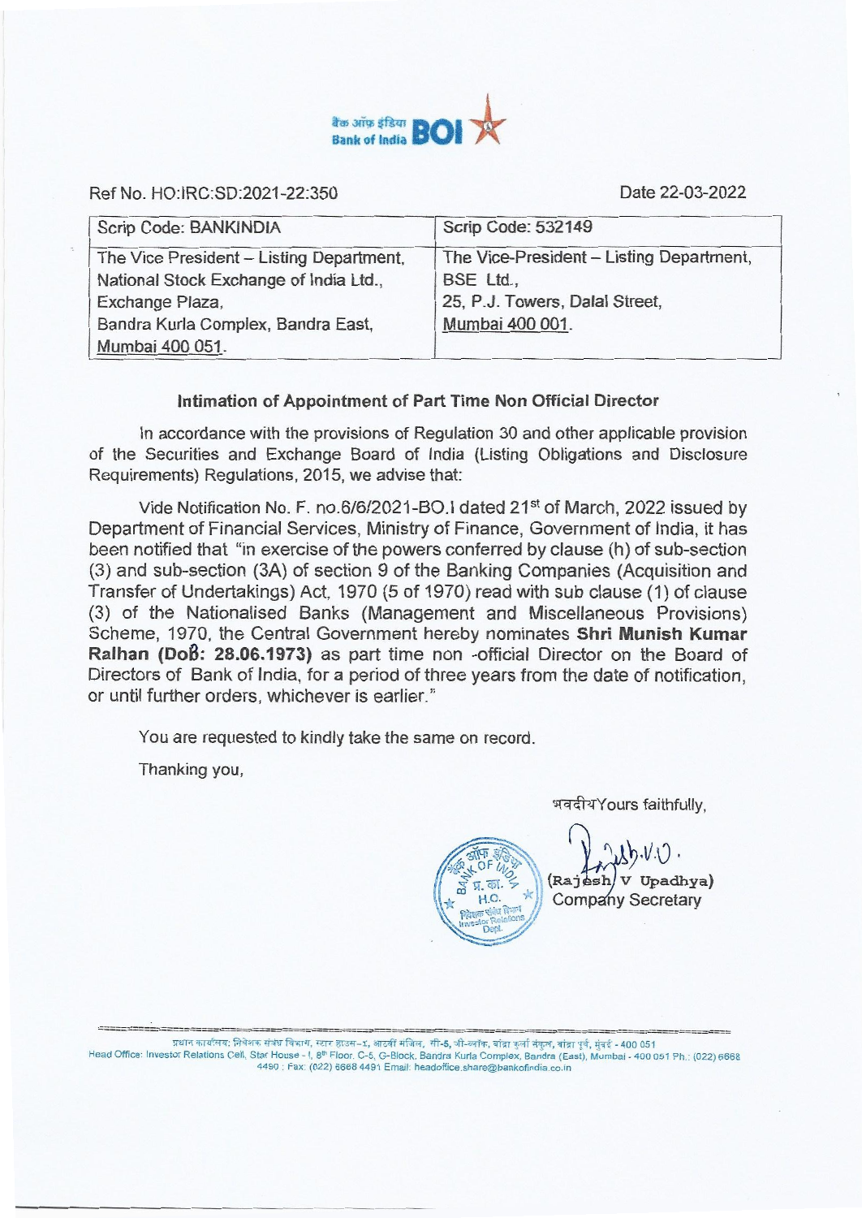Ref No. HO:IRC:SD:2021-22:350

Date 22-03-2022

| Scrip Code: BANKINDIA | Scrip Code: 532149 |
|---|---|
| The Vice President – Listing Department, National Stock Exchange of India Ltd., Exchange Plaza, Bandra Kurla Complex, Bandra East, Mumbai 400 051. | The Vice-President – Listing Department, BSE Ltd., 25, P.J. Towers, Dalal Street, Mumbai 400 001. |

**Intimation of Appointment of Part Time Non Official Director**

In accordance with the provisions of Regulation 30 and other applicable provision of the Securities and Exchange Board of India (Listing Obligations and Disclosure Requirements) Regulations, 2015, we advise that:

Vide Notification No. F. no.6/6/2021-BO.I dated 21st of March, 2022 issued by Department of Financial Services, Ministry of Finance, Government of India, it has been notified that "in exercise of the powers conferred by clause (h) of sub-section (3) and sub-section (3A) of section 9 of the Banking Companies (Acquisition and Transfer of Undertakings) Act, 1970 (5 of 1970) read with sub clause (1) of clause (3) of the Nationalised Banks (Management and Miscellaneous Provisions) Scheme, 1970, the Central Government hereby nominates **Shri Munish Kumar Ralhan (DoB: 28.06.1973)** as part time non -official Director on the Board of Directors of Bank of India, for a period of three years from the date of notification, or until further orders, whichever is earlier."

You are requested to kindly take the same on record.

Thanking you,

भवदीयYours faithfully,

(Rajesh V Upadhya)
Company Secretary

प्रधान कार्यालय: निवेशक संबंध विभाग, स्टार हाउस-1, आठवीं मंजिल, सी-5, जी-ब्लॉक, बांद्रा कुर्ला संकुल, बांद्रा पूर्व, मुंबई - 400 051
Head Office: Investor Relations Cell, Star House - I, 8th Floor, C-5, G-Block, Bandra Kurla Complex, Bandra (East), Mumbai - 400 051 Ph.: (022) 6668 4490 ; Fax: (022) 6668 4491 Email: headoffice.share@bankofindia.co.in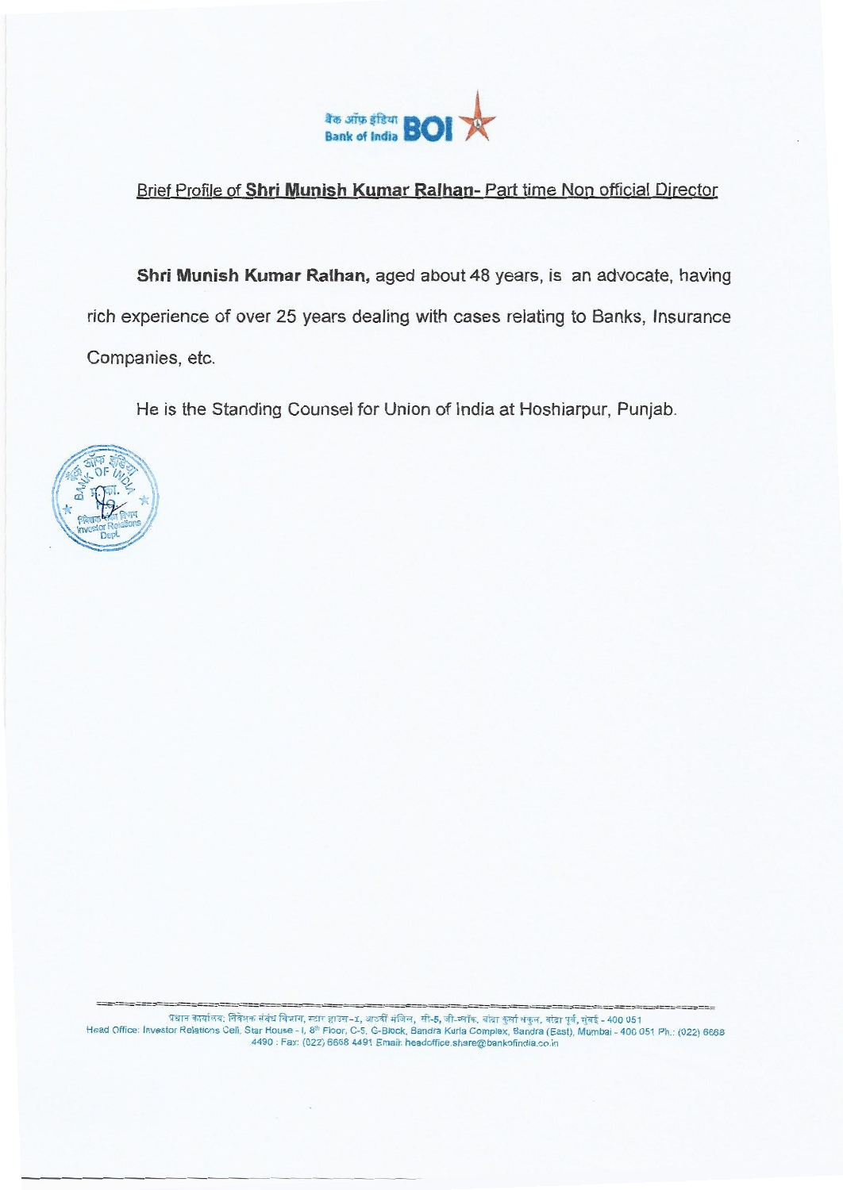## Brief Profile of **Shri Munish Kumar Ralhan**- Part time Non official Director

**Shri Munish Kumar Ralhan,** aged about 48 years, is an advocate, having rich experience of over 25 years dealing with cases relating to Banks, Insurance Companies, etc.

He is the Standing Counsel for Union of India at Hoshiarpur, Punjab.

प्रधान कार्यालय: निवेशक संबंध विभाग, स्टार हाउस-I, आठवीं मंजिल, सी-5, जी-ब्लॉक, बांद्रा कुर्ला संकुल, बांद्रा पूर्व, मुंबई - 400 051
Head Office: Investor Relations Cell, Star House - I, 8th Floor, C-5, G-Block, Bandra Kurla Complex, Bandra (East), Mumbai - 400 051 Ph.: (022) 6668 4490 : Fax: (022) 6668 4491 Email: headoffice.share@bankofindia.co.in